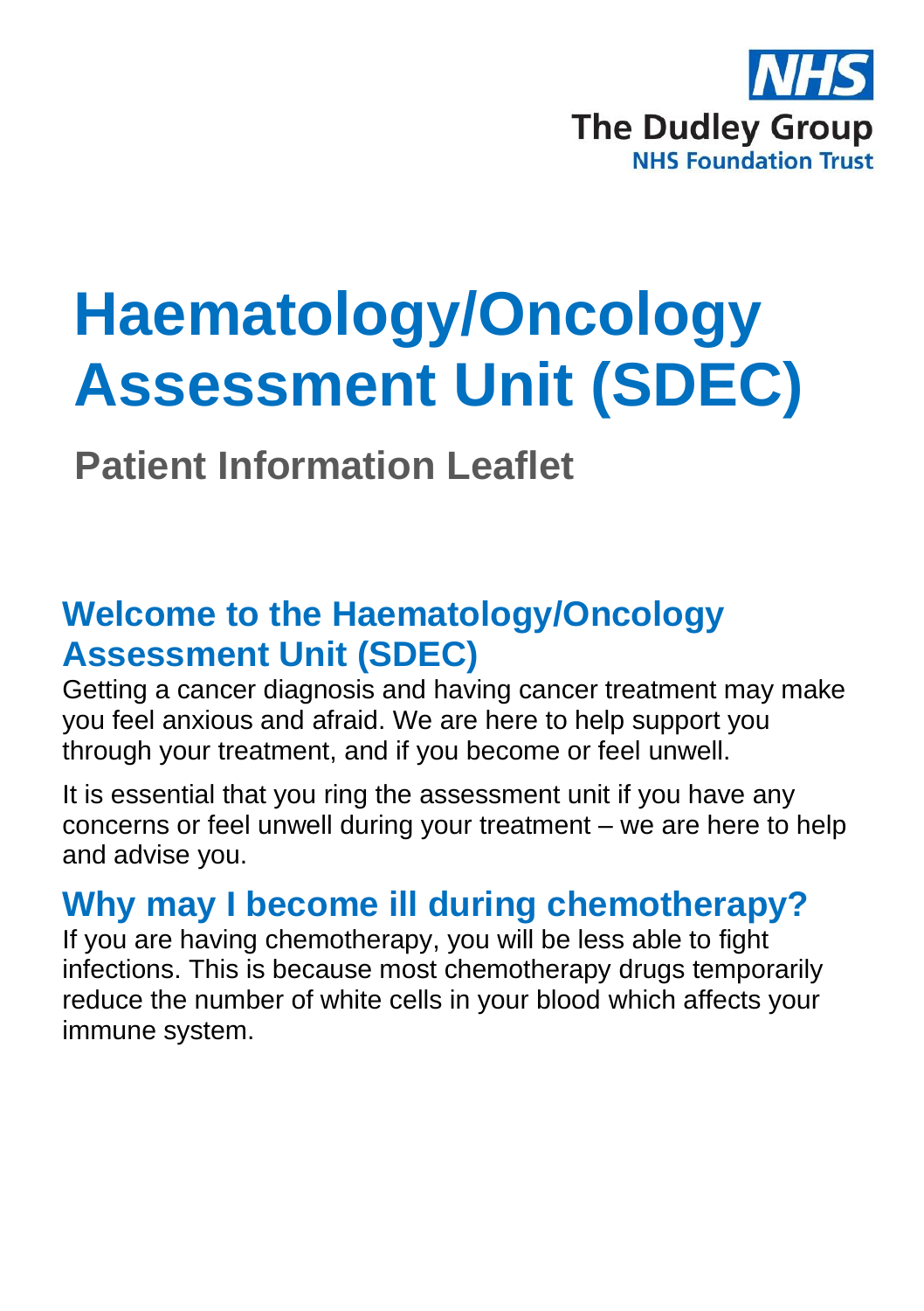NHS
The Dudley Group
NHS Foundation Trust

# Haematology/Oncology Assessment Unit (SDEC)

**Patient Information Leaflet**

## Welcome to the Haematology/Oncology Assessment Unit (SDEC)

Getting a cancer diagnosis and having cancer treatment may make you feel anxious and afraid. We are here to help support you through your treatment, and if you become or feel unwell.

It is essential that you ring the assessment unit if you have any concerns or feel unwell during your treatment – we are here to help and advise you.

## Why may I become ill during chemotherapy?

If you are having chemotherapy, you will be less able to fight infections. This is because most chemotherapy drugs temporarily reduce the number of white cells in your blood which affects your immune system.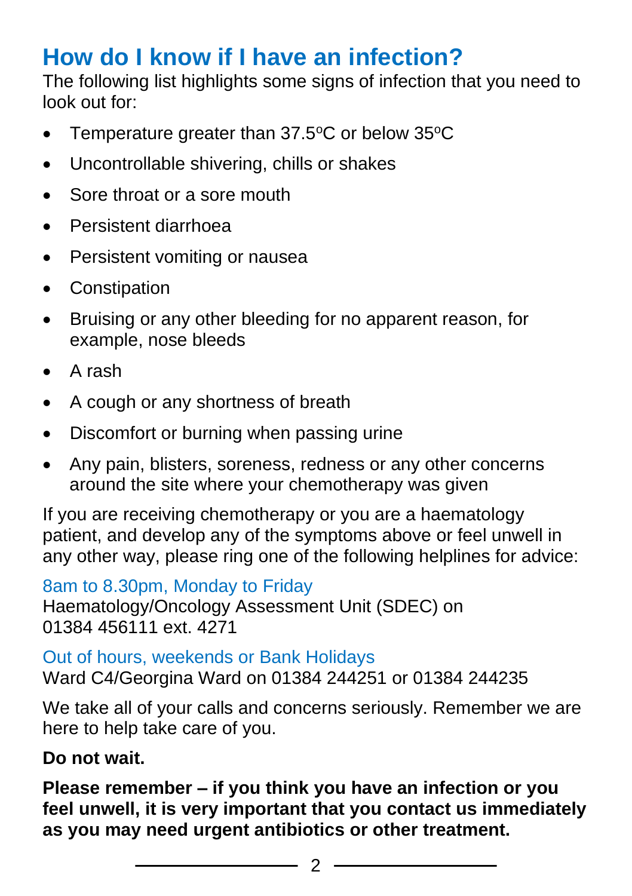## How do I know if I have an infection?

The following list highlights some signs of infection that you need to look out for:

- Temperature greater than 37.5ºC or below 35ºC
- Uncontrollable shivering, chills or shakes
- Sore throat or a sore mouth
- Persistent diarrhoea
- Persistent vomiting or nausea
- Constipation
- Bruising or any other bleeding for no apparent reason, for example, nose bleeds
- A rash
- A cough or any shortness of breath
- Discomfort or burning when passing urine
- Any pain, blisters, soreness, redness or any other concerns around the site where your chemotherapy was given

If you are receiving chemotherapy or you are a haematology patient, and develop any of the symptoms above or feel unwell in any other way, please ring one of the following helplines for advice:

8am to 8.30pm, Monday to Friday
Haematology/Oncology Assessment Unit (SDEC) on 01384 456111 ext. 4271

Out of hours, weekends or Bank Holidays
Ward C4/Georgina Ward on 01384 244251 or 01384 244235

We take all of your calls and concerns seriously. Remember we are here to help take care of you.

**Do not wait.**

**Please remember – if you think you have an infection or you feel unwell, it is very important that you contact us immediately as you may need urgent antibiotics or other treatment.**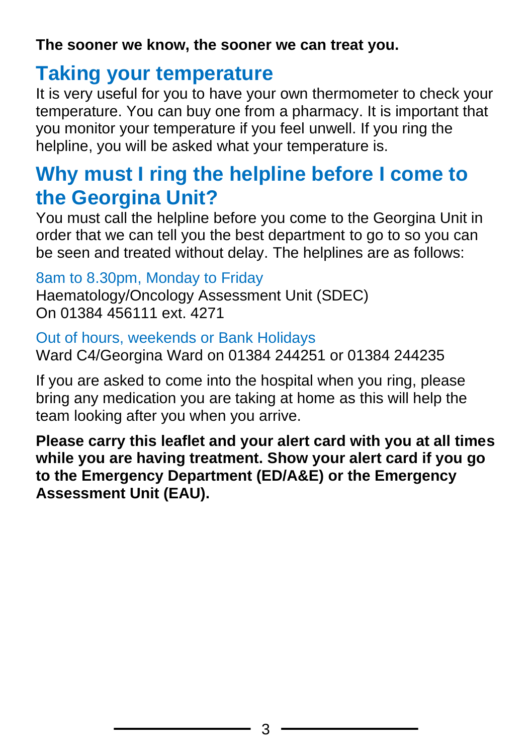**The sooner we know, the sooner we can treat you.**

## Taking your temperature

It is very useful for you to have your own thermometer to check your temperature. You can buy one from a pharmacy. It is important that you monitor your temperature if you feel unwell. If you ring the helpline, you will be asked what your temperature is.

## Why must I ring the helpline before I come to the Georgina Unit?

You must call the helpline before you come to the Georgina Unit in order that we can tell you the best department to go to so you can be seen and treated without delay. The helplines are as follows:

8am to 8.30pm, Monday to Friday
Haematology/Oncology Assessment Unit (SDEC)
On 01384 456111 ext. 4271

Out of hours, weekends or Bank Holidays
Ward C4/Georgina Ward on 01384 244251 or 01384 244235

If you are asked to come into the hospital when you ring, please bring any medication you are taking at home as this will help the team looking after you when you arrive.

**Please carry this leaflet and your alert card with you at all times while you are having treatment. Show your alert card if you go to the Emergency Department (ED/A&E) or the Emergency Assessment Unit (EAU).**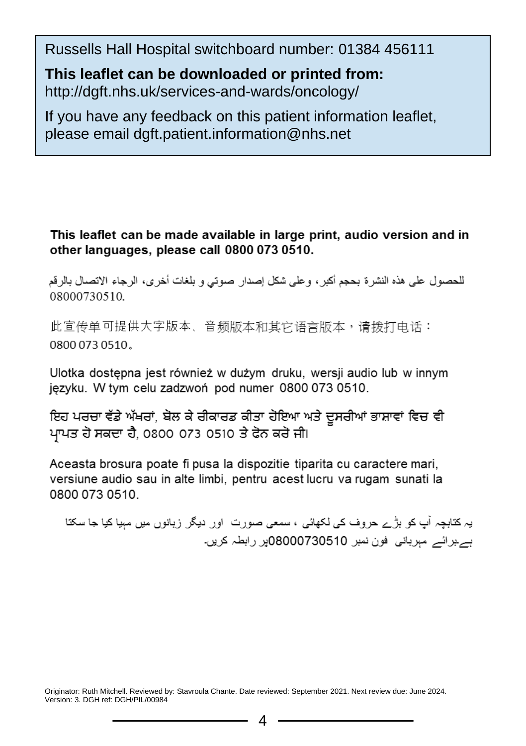Russells Hall Hospital switchboard number: 01384 456111

**This leaflet can be downloaded or printed from:**
http://dgft.nhs.uk/services-and-wards/oncology/

If you have any feedback on this patient information leaflet, please email dgft.patient.information@nhs.net

**This leaflet can be made available in large print, audio version and in other languages, please call 0800 073 0510.**

للحصول على هذه النشرة بحجم أكبر، وعلى شكل إصدار صوتي و بلغات أخرى، الرجاء الاتصال بالرقم 08000730510.

此宣传单可提供大字版本、音频版本和其它语言版本，请拨打电话：0800 073 0510。

Ulotka dostępna jest również w dużym druku, wersji audio lub w innym języku. W tym celu zadzwoń pod numer 0800 073 0510.

ਇਹ ਪਰਚਾ ਵੱਡੇ ਅੱਖਰਾਂ, ਬੋਲ ਕੇ ਰੀਕਾਰਡ ਕੀਤਾ ਹੋਇਆ ਅਤੇ ਦੂਸਰੀਆਂ ਭਾਸ਼ਾਵਾਂ ਵਿਚ ਵੀ ਪ੍ਰਾਪਤ ਹੋ ਸਕਦਾ ਹੈ, 0800 073 0510 ਤੇ ਫੋਨ ਕਰੋ ਜੀ।

Aceasta brosura poate fi pusa la dispozitie tiparita cu caractere mari, versiune audio sau in alte limbi, pentru acest lucru va rugam sunati la 0800 073 0510.

یہ کتابچہ آپ کو بڑے حروف کی لکھائی ، سمعی صورت اور دیگر زبانوں میں مہیا کیا جا سکتا ہے۔برائے مہربانی فون نمبر 08000730510پر رابطہ کریں۔

Originator: Ruth Mitchell. Reviewed by: Stavroula Chante. Date reviewed: September 2021. Next review due: June 2024. Version: 3. DGH ref: DGH/PIL/00984